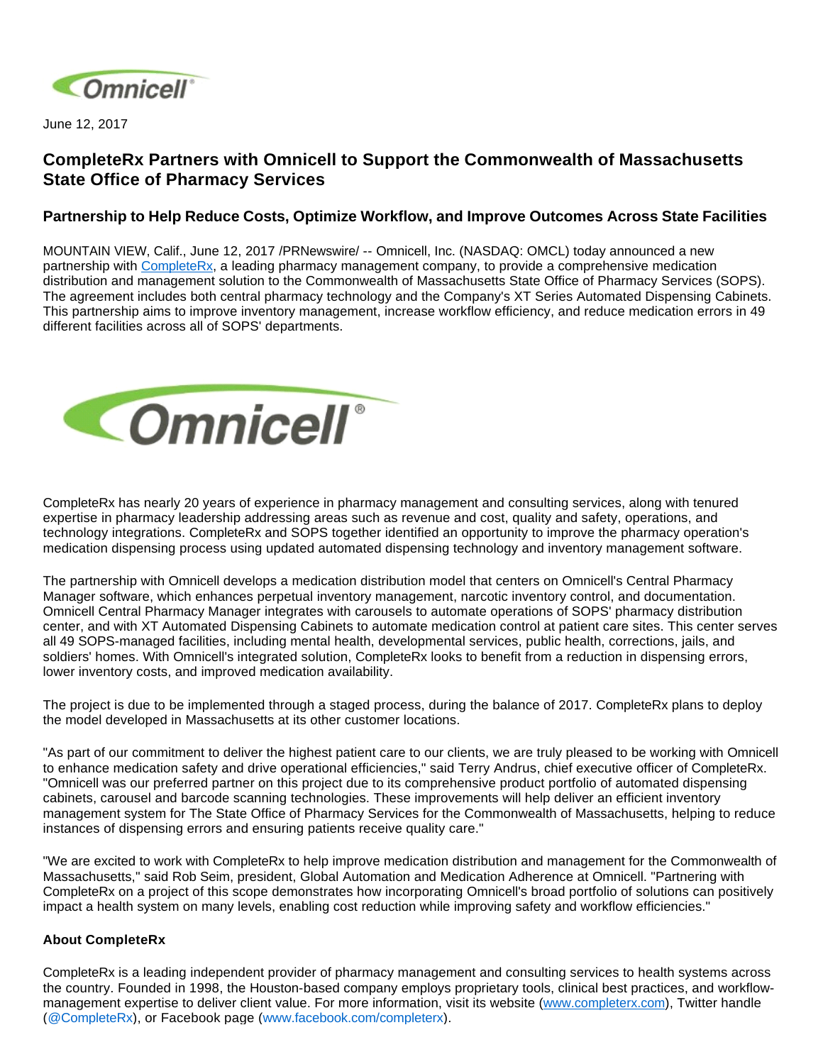June 12, 2017

# CompleteRx Partners with Omnicell to Support the Commonwealth of Massachusetts State Office of Pharmacy Services

## Partnership to Help Reduce Costs, Optimize Workflow, and Improve Outcomes Across State Facilities

MOUNTAIN VIEW, Calif., June 12, 2017 /PRNewswire/ -- Omnicell, Inc. (NASDAQ: OMCL) today announced a new partnership with CompleteRx, a leading pharmacy management company, to provide a comprehensive medication distribution and management solution to the Commonwealth of Massachusetts State Office of Pharmacy Services (SOPS). The agreement includes both central pharmacy technology and the Company's XT Series Automated Dispensing Cabinets. This partnership aims to improve inventory management, increase workflow efficiency, and reduce medication errors in 49 different facilities across all of SOPS' departments.

CompleteRx has nearly 20 years of experience in pharmacy management and consulting services, along with tenured expertise in pharmacy leadership addressing areas such as revenue and cost, quality and safety, operations, and technology integrations. CompleteRx and SOPS together identified an opportunity to improve the pharmacy operation's medication dispensing process using updated automated dispensing technology and inventory management software.

The partnership with Omnicell develops a medication distribution model that centers on Omnicell's Central Pharmacy Manager software, which enhances perpetual inventory management, narcotic inventory control, and documentation. Omnicell Central Pharmacy Manager integrates with carousels to automate operations of SOPS' pharmacy distribution center, and with XT Automated Dispensing Cabinets to automate medication control at patient care sites. This center serves all 49 SOPS-managed facilities, including mental health, developmental services, public health, corrections, jails, and soldiers' homes. With Omnicell's integrated solution, CompleteRx looks to benefit from a reduction in dispensing errors, lower inventory costs, and improved medication availability.

The project is due to be implemented through a staged process, during the balance of 2017. CompleteRx plans to deploy the model developed in Massachusetts at its other customer locations.

"As part of our commitment to deliver the highest patient care to our clients, we are truly pleased to be working with Omnicell to enhance medication safety and drive operational efficiencies," said Terry Andrus, chief executive officer of CompleteRx. "Omnicell was our preferred partner on this project due to its comprehensive product portfolio of automated dispensing cabinets, carousel and barcode scanning technologies. These improvements will help deliver an efficient inventory management system for The State Office of Pharmacy Services for the Commonwealth of Massachusetts, helping to reduce instances of dispensing errors and ensuring patients receive quality care."

"We are excited to work with CompleteRx to help improve medication distribution and management for the Commonwealth of Massachusetts," said Rob Seim, president, Global Automation and Medication Adherence at Omnicell. "Partnering with CompleteRx on a project of this scope demonstrates how incorporating Omnicell's broad portfolio of solutions can positively impact a health system on many levels, enabling cost reduction while improving safety and workflow efficiencies."

**About CompleteRx**

CompleteRx is a leading independent provider of pharmacy management and consulting services to health systems across the country. Founded in 1998, the Houston-based company employs proprietary tools, clinical best practices, and workflow-management expertise to deliver client value. For more information, visit its website (www.completerx.com), Twitter handle (@CompleteRx), or Facebook page (www.facebook.com/completerx).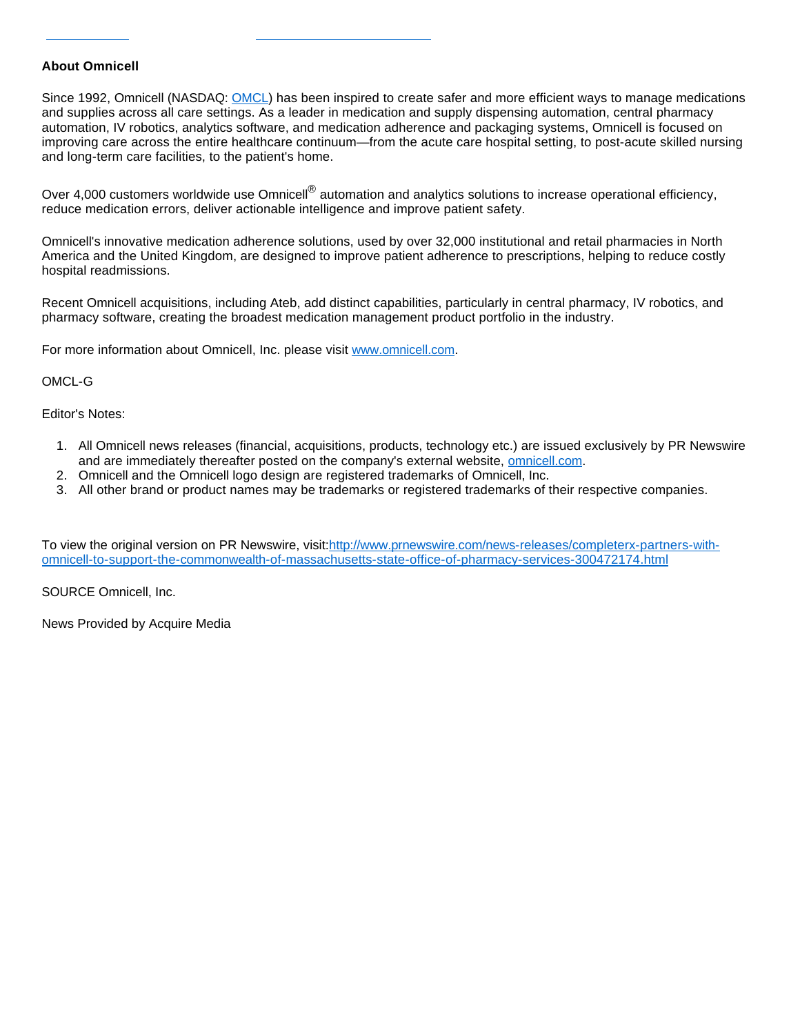**About Omnicell**

Since 1992, Omnicell (NASDAQ: OMCL) has been inspired to create safer and more efficient ways to manage medications and supplies across all care settings. As a leader in medication and supply dispensing automation, central pharmacy automation, IV robotics, analytics software, and medication adherence and packaging systems, Omnicell is focused on improving care across the entire healthcare continuum—from the acute care hospital setting, to post-acute skilled nursing and long-term care facilities, to the patient's home.

Over 4,000 customers worldwide use Omnicell® automation and analytics solutions to increase operational efficiency, reduce medication errors, deliver actionable intelligence and improve patient safety.

Omnicell's innovative medication adherence solutions, used by over 32,000 institutional and retail pharmacies in North America and the United Kingdom, are designed to improve patient adherence to prescriptions, helping to reduce costly hospital readmissions.

Recent Omnicell acquisitions, including Ateb, add distinct capabilities, particularly in central pharmacy, IV robotics, and pharmacy software, creating the broadest medication management product portfolio in the industry.

For more information about Omnicell, Inc. please visit www.omnicell.com.

OMCL-G

Editor's Notes:

1. All Omnicell news releases (financial, acquisitions, products, technology etc.) are issued exclusively by PR Newswire and are immediately thereafter posted on the company's external website, omnicell.com.
2. Omnicell and the Omnicell logo design are registered trademarks of Omnicell, Inc.
3. All other brand or product names may be trademarks or registered trademarks of their respective companies.

To view the original version on PR Newswire, visit:http://www.prnewswire.com/news-releases/completerx-partners-with-omnicell-to-support-the-commonwealth-of-massachusetts-state-office-of-pharmacy-services-300472174.html

SOURCE Omnicell, Inc.

News Provided by Acquire Media